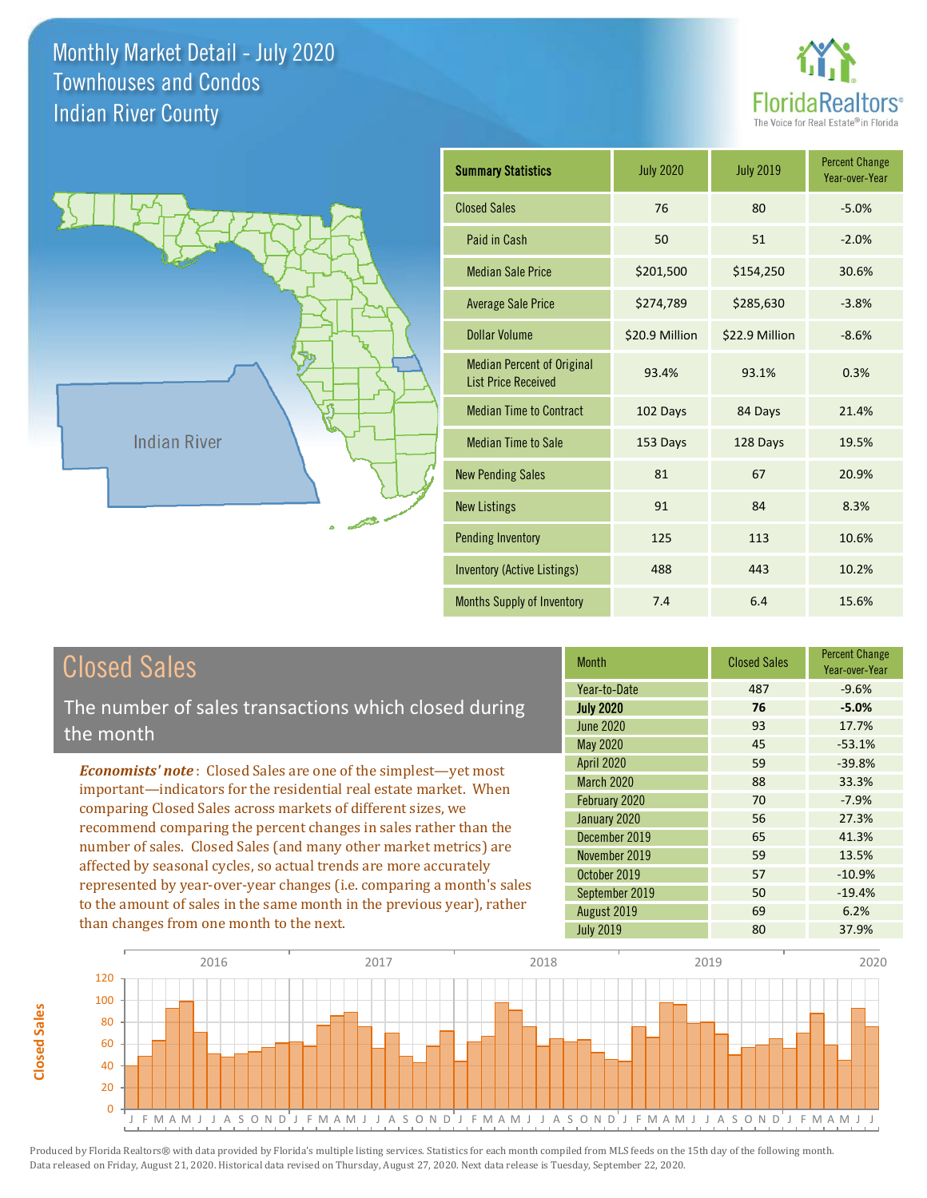# Monthly Market Detail - July 2020
## Townhouses and Condos
## Indian River County

FloridaRealtors® The Voice for Real Estate® in Florida

Indian River

| Summary Statistics | July 2020 | July 2019 | Percent Change Year-over-Year |
|---|---|---|---|
| Closed Sales | 76 | 80 | -5.0% |
| Paid in Cash | 50 | 51 | -2.0% |
| Median Sale Price | $201,500 | $154,250 | 30.6% |
| Average Sale Price | $274,789 | $285,630 | -3.8% |
| Dollar Volume | $20.9 Million | $22.9 Million | -8.6% |
| Median Percent of Original List Price Received | 93.4% | 93.1% | 0.3% |
| Median Time to Contract | 102 Days | 84 Days | 21.4% |
| Median Time to Sale | 153 Days | 128 Days | 19.5% |
| New Pending Sales | 81 | 67 | 20.9% |
| New Listings | 91 | 84 | 8.3% |
| Pending Inventory | 125 | 113 | 10.6% |
| Inventory (Active Listings) | 488 | 443 | 10.2% |
| Months Supply of Inventory | 7.4 | 6.4 | 15.6% |

## Closed Sales

The number of sales transactions which closed during the month

*Economists' note*: Closed Sales are one of the simplest—yet most important—indicators for the residential real estate market. When comparing Closed Sales across markets of different sizes, we recommend comparing the percent changes in sales rather than the number of sales. Closed Sales (and many other market metrics) are affected by seasonal cycles, so actual trends are more accurately represented by year-over-year changes (i.e. comparing a month's sales to the amount of sales in the same month in the previous year), rather than changes from one month to the next.

| Month | Closed Sales | Percent Change Year-over-Year |
|---|---|---|
| Year-to-Date | 487 | -9.6% |
| **July 2020** | **76** | **-5.0%** |
| June 2020 | 93 | 17.7% |
| May 2020 | 45 | -53.1% |
| April 2020 | 59 | -39.8% |
| March 2020 | 88 | 33.3% |
| February 2020 | 70 | -7.9% |
| January 2020 | 56 | 27.3% |
| December 2019 | 65 | 41.3% |
| November 2019 | 59 | 13.5% |
| October 2019 | 57 | -10.9% |
| September 2019 | 50 | -19.4% |
| August 2019 | 69 | 6.2% |
| July 2019 | 80 | 37.9% |

Produced by Florida Realtors® with data provided by Florida's multiple listing services. Statistics for each month compiled from MLS feeds on the 15th day of the following month. Data released on Friday, August 21, 2020. Historical data revised on Thursday, August 27, 2020. Next data release is Tuesday, September 22, 2020.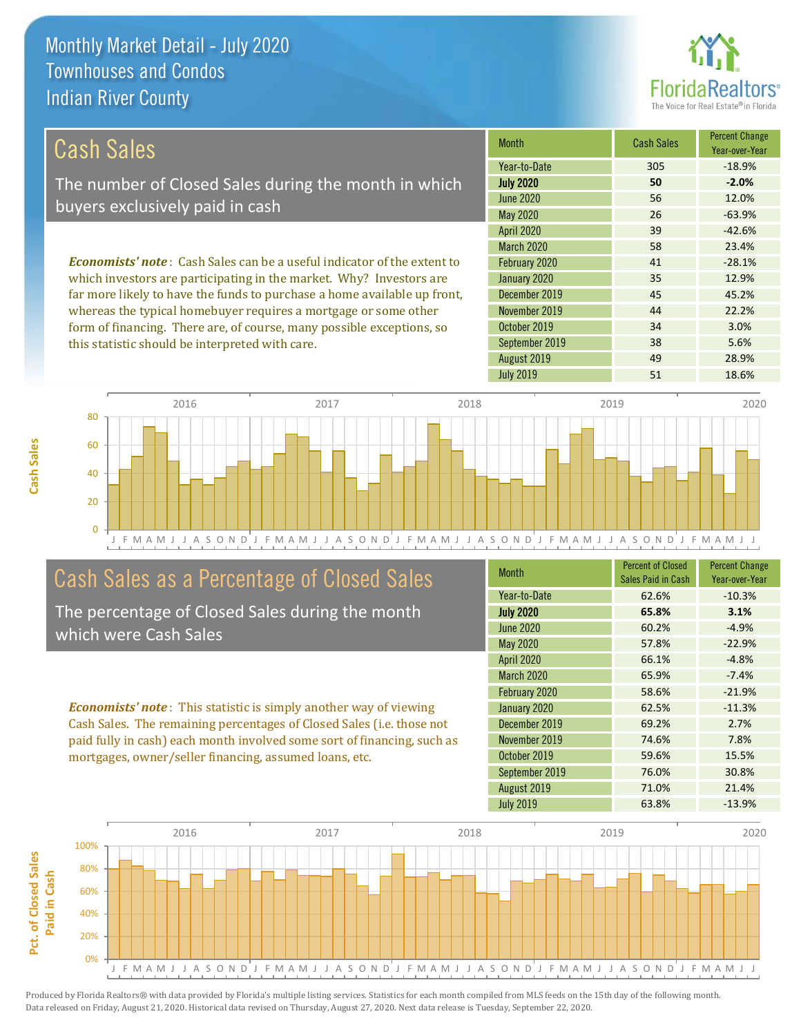# Monthly Market Detail - July 2020
## Townhouses and Condos
## Indian River County

## Cash Sales

The number of Closed Sales during the month in which buyers exclusively paid in cash

*Economists' note*: Cash Sales can be a useful indicator of the extent to which investors are participating in the market. Why? Investors are far more likely to have the funds to purchase a home available up front, whereas the typical homebuyer requires a mortgage or some other form of financing. There are, of course, many possible exceptions, so this statistic should be interpreted with care.

| Month | Cash Sales | Percent Change Year-over-Year |
|---|---|---|
| Year-to-Date | 305 | -18.9% |
| **July 2020** | **50** | **-2.0%** |
| June 2020 | 56 | 12.0% |
| May 2020 | 26 | -63.9% |
| April 2020 | 39 | -42.6% |
| March 2020 | 58 | 23.4% |
| February 2020 | 41 | -28.1% |
| January 2020 | 35 | 12.9% |
| December 2019 | 45 | 45.2% |
| November 2019 | 44 | 22.2% |
| October 2019 | 34 | 3.0% |
| September 2019 | 38 | 5.6% |
| August 2019 | 49 | 28.9% |
| July 2019 | 51 | 18.6% |

## Cash Sales as a Percentage of Closed Sales

The percentage of Closed Sales during the month which were Cash Sales

*Economists' note*: This statistic is simply another way of viewing Cash Sales. The remaining percentages of Closed Sales (i.e. those not paid fully in cash) each month involved some sort of financing, such as mortgages, owner/seller financing, assumed loans, etc.

| Month | Percent of Closed Sales Paid in Cash | Percent Change Year-over-Year |
|---|---|---|
| Year-to-Date | 62.6% | -10.3% |
| **July 2020** | **65.8%** | **3.1%** |
| June 2020 | 60.2% | -4.9% |
| May 2020 | 57.8% | -22.9% |
| April 2020 | 66.1% | -4.8% |
| March 2020 | 65.9% | -7.4% |
| February 2020 | 58.6% | -21.9% |
| January 2020 | 62.5% | -11.3% |
| December 2019 | 69.2% | 2.7% |
| November 2019 | 74.6% | 7.8% |
| October 2019 | 59.6% | 15.5% |
| September 2019 | 76.0% | 30.8% |
| August 2019 | 71.0% | 21.4% |
| July 2019 | 63.8% | -13.9% |

Produced by Florida Realtors® with data provided by Florida's multiple listing services. Statistics for each month compiled from MLS feeds on the 15th day of the following month. Data released on Friday, August 21, 2020. Historical data revised on Thursday, August 27, 2020. Next data release is Tuesday, September 22, 2020.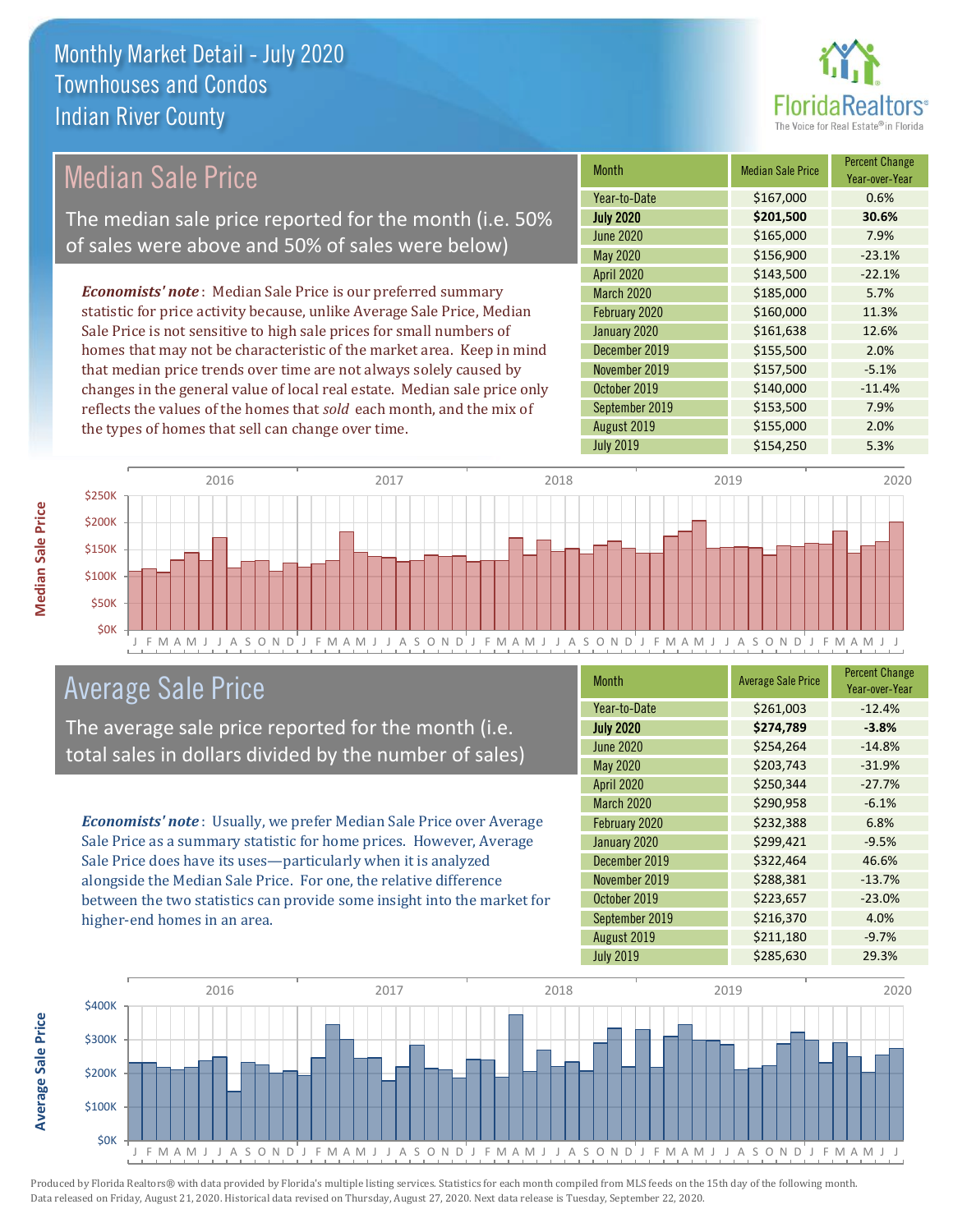# Monthly Market Detail - July 2020
## Townhouses and Condos
## Indian River County

## Median Sale Price

The median sale price reported for the month (i.e. 50% of sales were above and 50% of sales were below)

*Economists' note*: Median Sale Price is our preferred summary statistic for price activity because, unlike Average Sale Price, Median Sale Price is not sensitive to high sale prices for small numbers of homes that may not be characteristic of the market area. Keep in mind that median price trends over time are not always solely caused by changes in the general value of local real estate. Median sale price only reflects the values of the homes that *sold* each month, and the mix of the types of homes that sell can change over time.

| Month | Median Sale Price | Percent Change Year-over-Year |
|---|---|---|
| Year-to-Date | $167,000 | 0.6% |
| **July 2020** | **$201,500** | **30.6%** |
| June 2020 | $165,000 | 7.9% |
| May 2020 | $156,900 | -23.1% |
| April 2020 | $143,500 | -22.1% |
| March 2020 | $185,000 | 5.7% |
| February 2020 | $160,000 | 11.3% |
| January 2020 | $161,638 | 12.6% |
| December 2019 | $155,500 | 2.0% |
| November 2019 | $157,500 | -5.1% |
| October 2019 | $140,000 | -11.4% |
| September 2019 | $153,500 | 7.9% |
| August 2019 | $155,000 | 2.0% |
| July 2019 | $154,250 | 5.3% |

## Average Sale Price

The average sale price reported for the month (i.e. total sales in dollars divided by the number of sales)

*Economists' note*: Usually, we prefer Median Sale Price over Average Sale Price as a summary statistic for home prices. However, Average Sale Price does have its uses—particularly when it is analyzed alongside the Median Sale Price. For one, the relative difference between the two statistics can provide some insight into the market for higher-end homes in an area.

| Month | Average Sale Price | Percent Change Year-over-Year |
|---|---|---|
| Year-to-Date | $261,003 | -12.4% |
| **July 2020** | **$274,789** | **-3.8%** |
| June 2020 | $254,264 | -14.8% |
| May 2020 | $203,743 | -31.9% |
| April 2020 | $250,344 | -27.7% |
| March 2020 | $290,958 | -6.1% |
| February 2020 | $232,388 | 6.8% |
| January 2020 | $299,421 | -9.5% |
| December 2019 | $322,464 | 46.6% |
| November 2019 | $288,381 | -13.7% |
| October 2019 | $223,657 | -23.0% |
| September 2019 | $216,370 | 4.0% |
| August 2019 | $211,180 | -9.7% |
| July 2019 | $285,630 | 29.3% |

Produced by Florida Realtors® with data provided by Florida's multiple listing services. Statistics for each month compiled from MLS feeds on the 15th day of the following month. Data released on Friday, August 21, 2020. Historical data revised on Thursday, August 27, 2020. Next data release is Tuesday, September 22, 2020.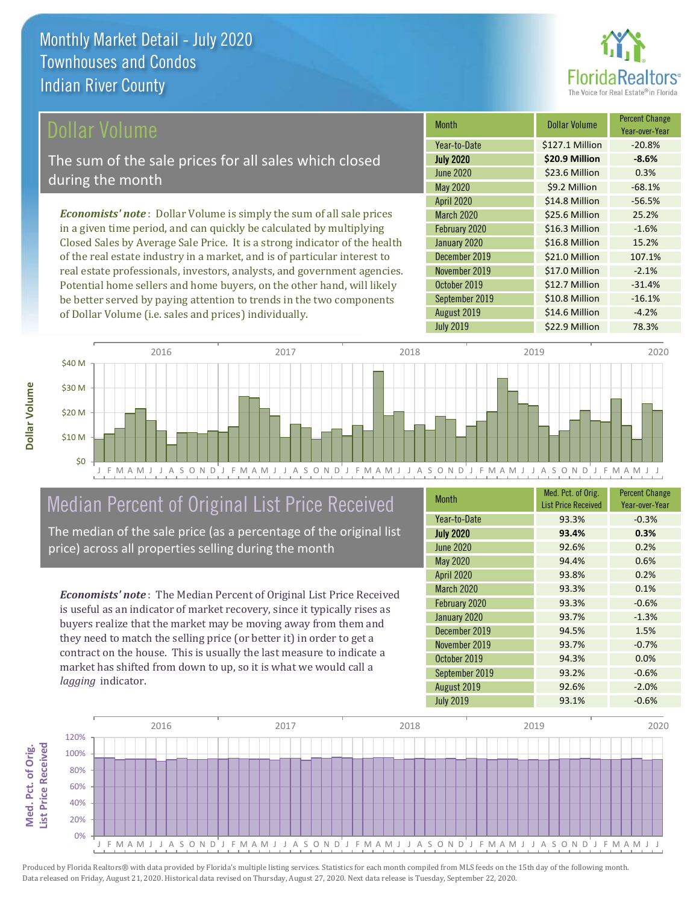# Monthly Market Detail - July 2020
## Townhouses and Condos
## Indian River County

## Dollar Volume

The sum of the sale prices for all sales which closed during the month

*Economists' note*: Dollar Volume is simply the sum of all sale prices in a given time period, and can quickly be calculated by multiplying Closed Sales by Average Sale Price. It is a strong indicator of the health of the real estate industry in a market, and is of particular interest to real estate professionals, investors, analysts, and government agencies. Potential home sellers and home buyers, on the other hand, will likely be better served by paying attention to trends in the two components of Dollar Volume (i.e. sales and prices) individually.

| Month | Dollar Volume | Percent Change Year-over-Year |
|---|---|---|
| Year-to-Date | $127.1 Million | -20.8% |
| **July 2020** | **$20.9 Million** | **-8.6%** |
| June 2020 | $23.6 Million | 0.3% |
| May 2020 | $9.2 Million | -68.1% |
| April 2020 | $14.8 Million | -56.5% |
| March 2020 | $25.6 Million | 25.2% |
| February 2020 | $16.3 Million | -1.6% |
| January 2020 | $16.8 Million | 15.2% |
| December 2019 | $21.0 Million | 107.1% |
| November 2019 | $17.0 Million | -2.1% |
| October 2019 | $12.7 Million | -31.4% |
| September 2019 | $10.8 Million | -16.1% |
| August 2019 | $14.6 Million | -4.2% |
| July 2019 | $22.9 Million | 78.3% |

## Median Percent of Original List Price Received

The median of the sale price (as a percentage of the original list price) across all properties selling during the month

*Economists' note*: The Median Percent of Original List Price Received is useful as an indicator of market recovery, since it typically rises as buyers realize that the market may be moving away from them and they need to match the selling price (or better it) in order to get a contract on the house. This is usually the last measure to indicate a market has shifted from down to up, so it is what we would call a *lagging* indicator.

| Month | Med. Pct. of Orig. List Price Received | Percent Change Year-over-Year |
|---|---|---|
| Year-to-Date | 93.3% | -0.3% |
| **July 2020** | **93.4%** | **0.3%** |
| June 2020 | 92.6% | 0.2% |
| May 2020 | 94.4% | 0.6% |
| April 2020 | 93.8% | 0.2% |
| March 2020 | 93.3% | 0.1% |
| February 2020 | 93.3% | -0.6% |
| January 2020 | 93.7% | -1.3% |
| December 2019 | 94.5% | 1.5% |
| November 2019 | 93.7% | -0.7% |
| October 2019 | 94.3% | 0.0% |
| September 2019 | 93.2% | -0.6% |
| August 2019 | 92.6% | -2.0% |
| July 2019 | 93.1% | -0.6% |

Produced by Florida Realtors® with data provided by Florida's multiple listing services. Statistics for each month compiled from MLS feeds on the 15th day of the following month. Data released on Friday, August 21, 2020. Historical data revised on Thursday, August 27, 2020. Next data release is Tuesday, September 22, 2020.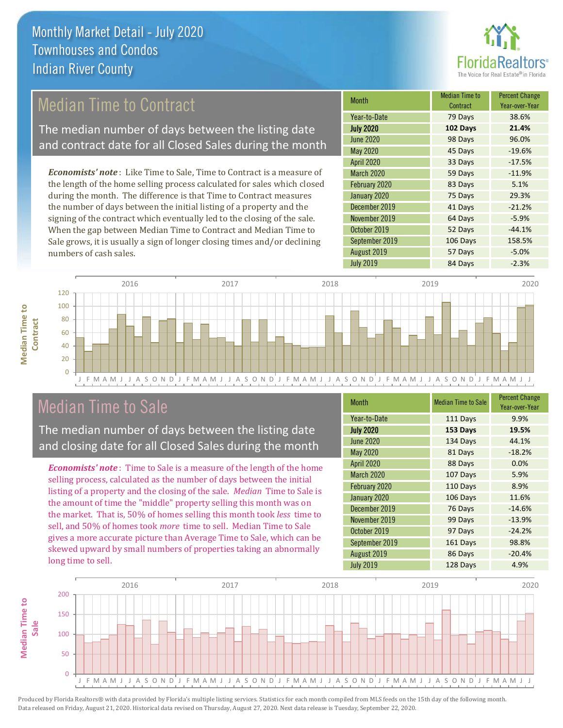# Monthly Market Detail - July 2020
## Townhouses and Condos
## Indian River County

## Median Time to Contract

The median number of days between the listing date and contract date for all Closed Sales during the month

***Economists' note***: Like Time to Sale, Time to Contract is a measure of the length of the home selling process calculated for sales which closed during the month. The difference is that Time to Contract measures the number of days between the initial listing of a property and the signing of the contract which eventually led to the closing of the sale. When the gap between Median Time to Contract and Median Time to Sale grows, it is usually a sign of longer closing times and/or declining numbers of cash sales.

| Month | Median Time to Contract | Percent Change Year-over-Year |
|---|---|---|
| Year-to-Date | 79 Days | 38.6% |
| **July 2020** | **102 Days** | **21.4%** |
| June 2020 | 98 Days | 96.0% |
| May 2020 | 45 Days | -19.6% |
| April 2020 | 33 Days | -17.5% |
| March 2020 | 59 Days | -11.9% |
| February 2020 | 83 Days | 5.1% |
| January 2020 | 75 Days | 29.3% |
| December 2019 | 41 Days | -21.2% |
| November 2019 | 64 Days | -5.9% |
| October 2019 | 52 Days | -44.1% |
| September 2019 | 106 Days | 158.5% |
| August 2019 | 57 Days | -5.0% |
| July 2019 | 84 Days | -2.3% |

## Median Time to Sale

The median number of days between the listing date and closing date for all Closed Sales during the month

***Economists' note***: Time to Sale is a measure of the length of the home selling process, calculated as the number of days between the initial listing of a property and the closing of the sale. *Median* Time to Sale is the amount of time the "middle" property selling this month was on the market. That is, 50% of homes selling this month took *less* time to sell, and 50% of homes took *more* time to sell. Median Time to Sale gives a more accurate picture than Average Time to Sale, which can be skewed upward by small numbers of properties taking an abnormally long time to sell.

| Month | Median Time to Sale | Percent Change Year-over-Year |
|---|---|---|
| Year-to-Date | 111 Days | 9.9% |
| **July 2020** | **153 Days** | **19.5%** |
| June 2020 | 134 Days | 44.1% |
| May 2020 | 81 Days | -18.2% |
| April 2020 | 88 Days | 0.0% |
| March 2020 | 107 Days | 5.9% |
| February 2020 | 110 Days | 8.9% |
| January 2020 | 106 Days | 11.6% |
| December 2019 | 76 Days | -14.6% |
| November 2019 | 99 Days | -13.9% |
| October 2019 | 97 Days | -24.2% |
| September 2019 | 161 Days | 98.8% |
| August 2019 | 86 Days | -20.4% |
| July 2019 | 128 Days | 4.9% |

Produced by Florida Realtors® with data provided by Florida's multiple listing services. Statistics for each month compiled from MLS feeds on the 15th day of the following month. Data released on Friday, August 21, 2020. Historical data revised on Thursday, August 27, 2020. Next data release is Tuesday, September 22, 2020.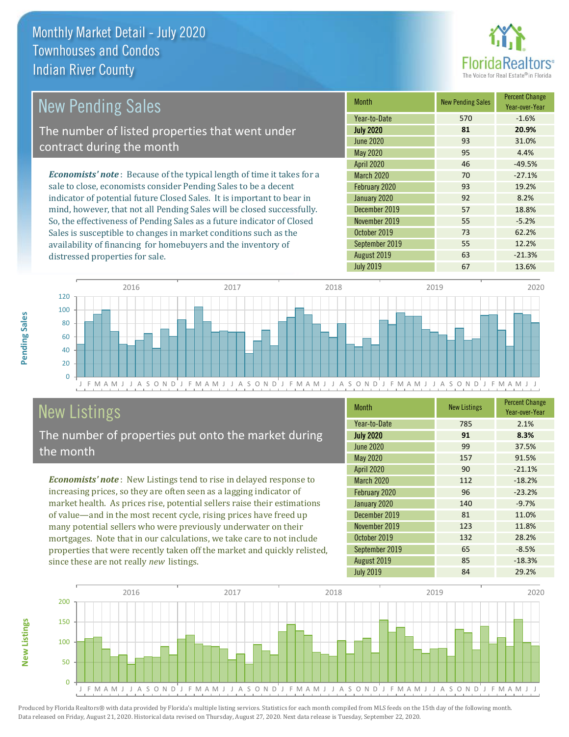# Monthly Market Detail - July 2020
## Townhouses and Condos
## Indian River County

## New Pending Sales

The number of listed properties that went under contract during the month

*Economists' note*: Because of the typical length of time it takes for a sale to close, economists consider Pending Sales to be a decent indicator of potential future Closed Sales. It is important to bear in mind, however, that not all Pending Sales will be closed successfully. So, the effectiveness of Pending Sales as a future indicator of Closed Sales is susceptible to changes in market conditions such as the availability of financing for homebuyers and the inventory of distressed properties for sale.

| Month | New Pending Sales | Percent Change Year-over-Year |
|---|---|---|
| Year-to-Date | 570 | -1.6% |
| **July 2020** | **81** | **20.9%** |
| June 2020 | 93 | 31.0% |
| May 2020 | 95 | 4.4% |
| April 2020 | 46 | -49.5% |
| March 2020 | 70 | -27.1% |
| February 2020 | 93 | 19.2% |
| January 2020 | 92 | 8.2% |
| December 2019 | 57 | 18.8% |
| November 2019 | 55 | -5.2% |
| October 2019 | 73 | 62.2% |
| September 2019 | 55 | 12.2% |
| August 2019 | 63 | -21.3% |
| July 2019 | 67 | 13.6% |

## New Listings

The number of properties put onto the market during the month

*Economists' note*: New Listings tend to rise in delayed response to increasing prices, so they are often seen as a lagging indicator of market health. As prices rise, potential sellers raise their estimations of value—and in the most recent cycle, rising prices have freed up many potential sellers who were previously underwater on their mortgages. Note that in our calculations, we take care to not include properties that were recently taken off the market and quickly relisted, since these are not really *new* listings.

| Month | New Listings | Percent Change Year-over-Year |
|---|---|---|
| Year-to-Date | 785 | 2.1% |
| **July 2020** | **91** | **8.3%** |
| June 2020 | 99 | 37.5% |
| May 2020 | 157 | 91.5% |
| April 2020 | 90 | -21.1% |
| March 2020 | 112 | -18.2% |
| February 2020 | 96 | -23.2% |
| January 2020 | 140 | -9.7% |
| December 2019 | 81 | 11.0% |
| November 2019 | 123 | 11.8% |
| October 2019 | 132 | 28.2% |
| September 2019 | 65 | -8.5% |
| August 2019 | 85 | -18.3% |
| July 2019 | 84 | 29.2% |

Produced by Florida Realtors® with data provided by Florida's multiple listing services. Statistics for each month compiled from MLS feeds on the 15th day of the following month. Data released on Friday, August 21, 2020. Historical data revised on Thursday, August 27, 2020. Next data release is Tuesday, September 22, 2020.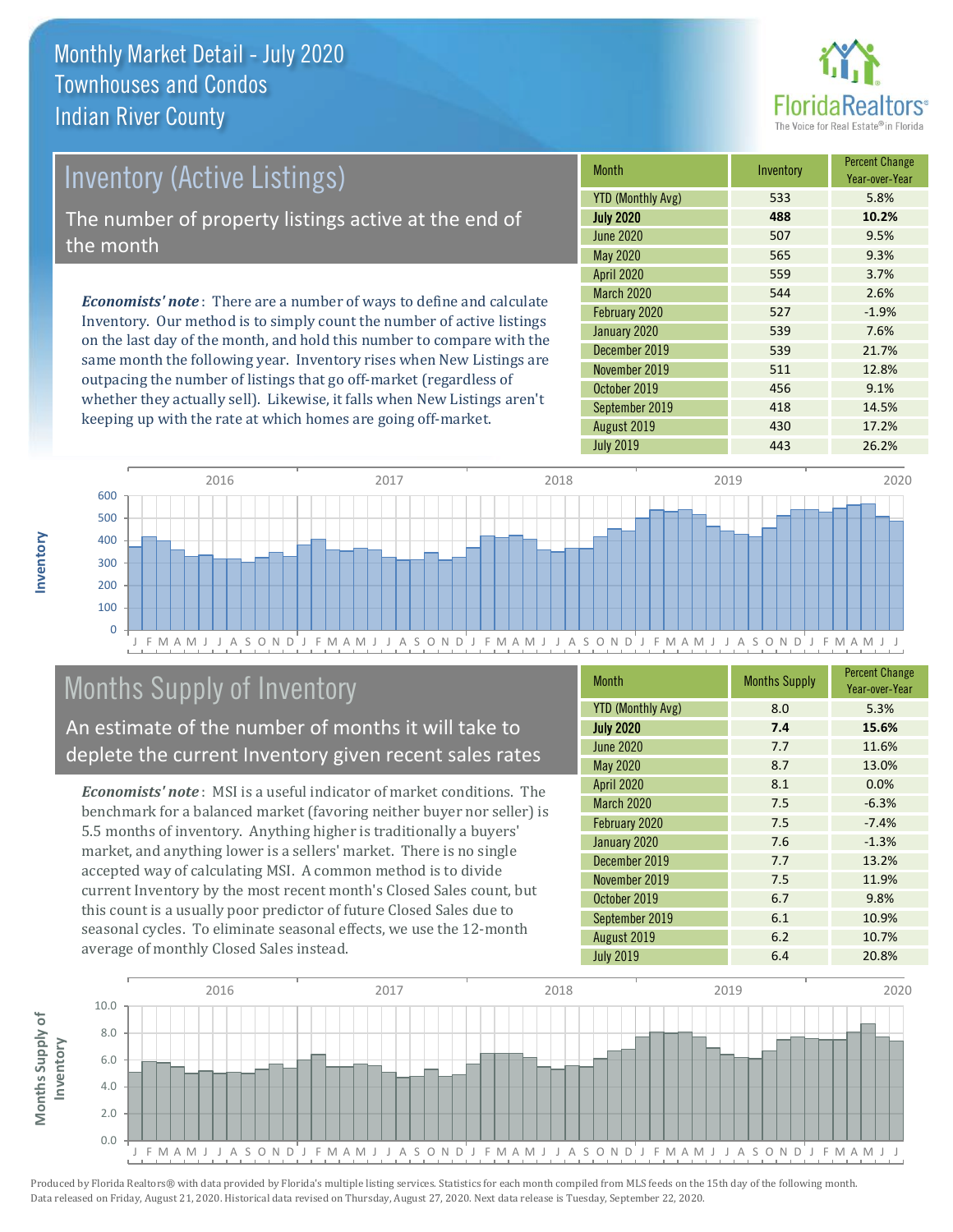# Monthly Market Detail - July 2020
## Townhouses and Condos
## Indian River County

## Inventory (Active Listings)

The number of property listings active at the end of the month

***Economists' note***: There are a number of ways to define and calculate Inventory. Our method is to simply count the number of active listings on the last day of the month, and hold this number to compare with the same month the following year. Inventory rises when New Listings are outpacing the number of listings that go off-market (regardless of whether they actually sell). Likewise, it falls when New Listings aren't keeping up with the rate at which homes are going off-market.

| Month | Inventory | Percent Change Year-over-Year |
|---|---|---|
| YTD (Monthly Avg) | 533 | 5.8% |
| **July 2020** | **488** | **10.2%** |
| June 2020 | 507 | 9.5% |
| May 2020 | 565 | 9.3% |
| April 2020 | 559 | 3.7% |
| March 2020 | 544 | 2.6% |
| February 2020 | 527 | -1.9% |
| January 2020 | 539 | 7.6% |
| December 2019 | 539 | 21.7% |
| November 2019 | 511 | 12.8% |
| October 2019 | 456 | 9.1% |
| September 2019 | 418 | 14.5% |
| August 2019 | 430 | 17.2% |
| July 2019 | 443 | 26.2% |

## Months Supply of Inventory

An estimate of the number of months it will take to deplete the current Inventory given recent sales rates

***Economists' note***: MSI is a useful indicator of market conditions. The benchmark for a balanced market (favoring neither buyer nor seller) is 5.5 months of inventory. Anything higher is traditionally a buyers' market, and anything lower is a sellers' market. There is no single accepted way of calculating MSI. A common method is to divide current Inventory by the most recent month's Closed Sales count, but this count is a usually poor predictor of future Closed Sales due to seasonal cycles. To eliminate seasonal effects, we use the 12-month average of monthly Closed Sales instead.

| Month | Months Supply | Percent Change Year-over-Year |
|---|---|---|
| YTD (Monthly Avg) | 8.0 | 5.3% |
| **July 2020** | **7.4** | **15.6%** |
| June 2020 | 7.7 | 11.6% |
| May 2020 | 8.7 | 13.0% |
| April 2020 | 8.1 | 0.0% |
| March 2020 | 7.5 | -6.3% |
| February 2020 | 7.5 | -7.4% |
| January 2020 | 7.6 | -1.3% |
| December 2019 | 7.7 | 13.2% |
| November 2019 | 7.5 | 11.9% |
| October 2019 | 6.7 | 9.8% |
| September 2019 | 6.1 | 10.9% |
| August 2019 | 6.2 | 10.7% |
| July 2019 | 6.4 | 20.8% |

Produced by Florida Realtors® with data provided by Florida's multiple listing services. Statistics for each month compiled from MLS feeds on the 15th day of the following month. Data released on Friday, August 21, 2020. Historical data revised on Thursday, August 27, 2020. Next data release is Tuesday, September 22, 2020.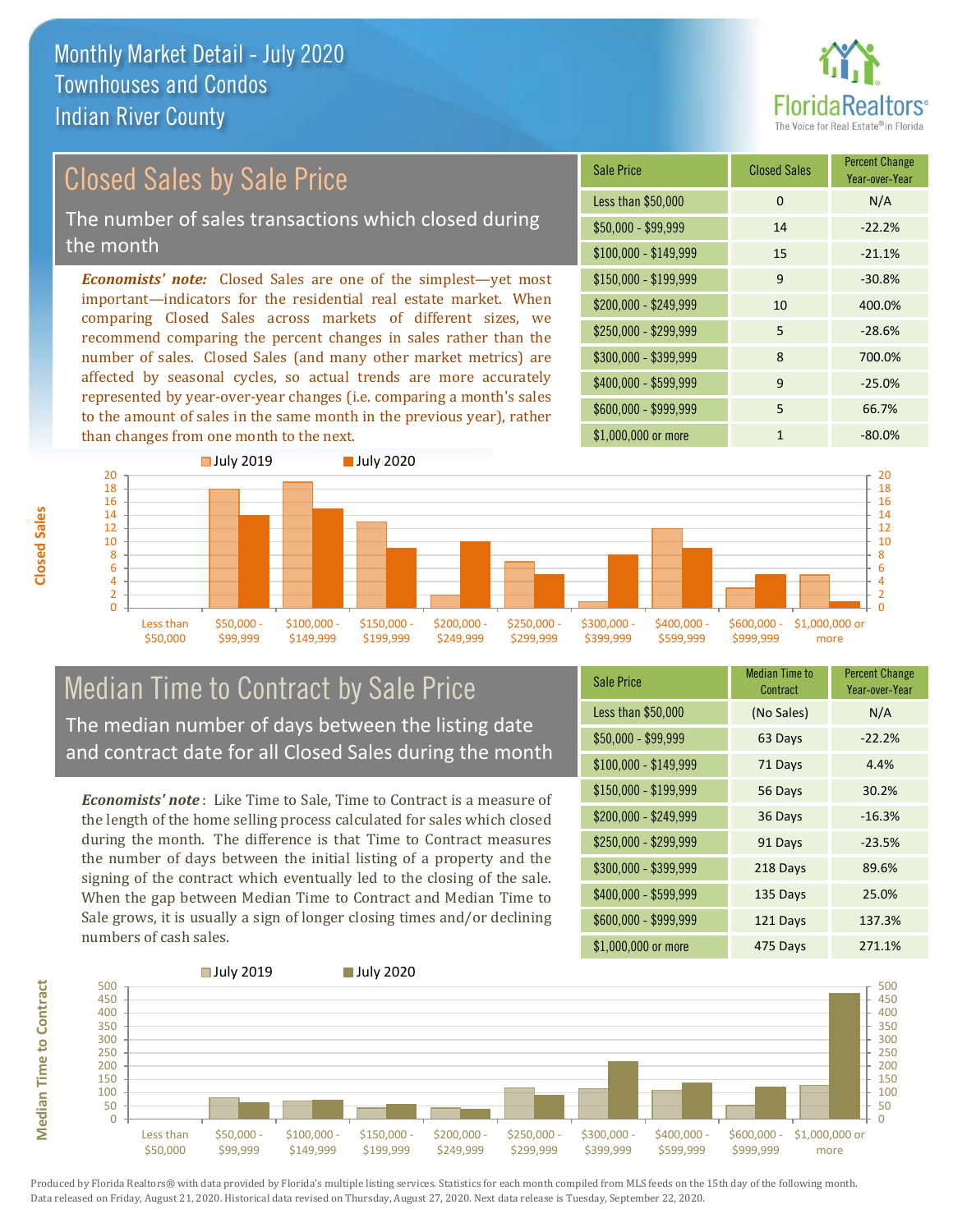# Monthly Market Detail - July 2020
## Townhouses and Condos
## Indian River County

## Closed Sales by Sale Price

The number of sales transactions which closed during the month

***Economists' note:*** Closed Sales are one of the simplest—yet most important—indicators for the residential real estate market. When comparing Closed Sales across markets of different sizes, we recommend comparing the percent changes in sales rather than the number of sales. Closed Sales (and many other market metrics) are affected by seasonal cycles, so actual trends are more accurately represented by year-over-year changes (i.e. comparing a month's sales to the amount of sales in the same month in the previous year), rather than changes from one month to the next.

| Sale Price | Closed Sales | Percent Change Year-over-Year |
|---|---|---|
| Less than $50,000 | 0 | N/A |
| $50,000 - $99,999 | 14 | -22.2% |
| $100,000 - $149,999 | 15 | -21.1% |
| $150,000 - $199,999 | 9 | -30.8% |
| $200,000 - $249,999 | 10 | 400.0% |
| $250,000 - $299,999 | 5 | -28.6% |
| $300,000 - $399,999 | 8 | 700.0% |
| $400,000 - $599,999 | 9 | -25.0% |
| $600,000 - $999,999 | 5 | 66.7% |
| $1,000,000 or more | 1 | -80.0% |

## Median Time to Contract by Sale Price

The median number of days between the listing date and contract date for all Closed Sales during the month

***Economists' note***: Like Time to Sale, Time to Contract is a measure of the length of the home selling process calculated for sales which closed during the month. The difference is that Time to Contract measures the number of days between the initial listing of a property and the signing of the contract which eventually led to the closing of the sale. When the gap between Median Time to Contract and Median Time to Sale grows, it is usually a sign of longer closing times and/or declining numbers of cash sales.

| Sale Price | Median Time to Contract | Percent Change Year-over-Year |
|---|---|---|
| Less than $50,000 | (No Sales) | N/A |
| $50,000 - $99,999 | 63 Days | -22.2% |
| $100,000 - $149,999 | 71 Days | 4.4% |
| $150,000 - $199,999 | 56 Days | 30.2% |
| $200,000 - $249,999 | 36 Days | -16.3% |
| $250,000 - $299,999 | 91 Days | -23.5% |
| $300,000 - $399,999 | 218 Days | 89.6% |
| $400,000 - $599,999 | 135 Days | 25.0% |
| $600,000 - $999,999 | 121 Days | 137.3% |
| $1,000,000 or more | 475 Days | 271.1% |

Produced by Florida Realtors® with data provided by Florida's multiple listing services. Statistics for each month compiled from MLS feeds on the 15th day of the following month. Data released on Friday, August 21, 2020. Historical data revised on Thursday, August 27, 2020. Next data release is Tuesday, September 22, 2020.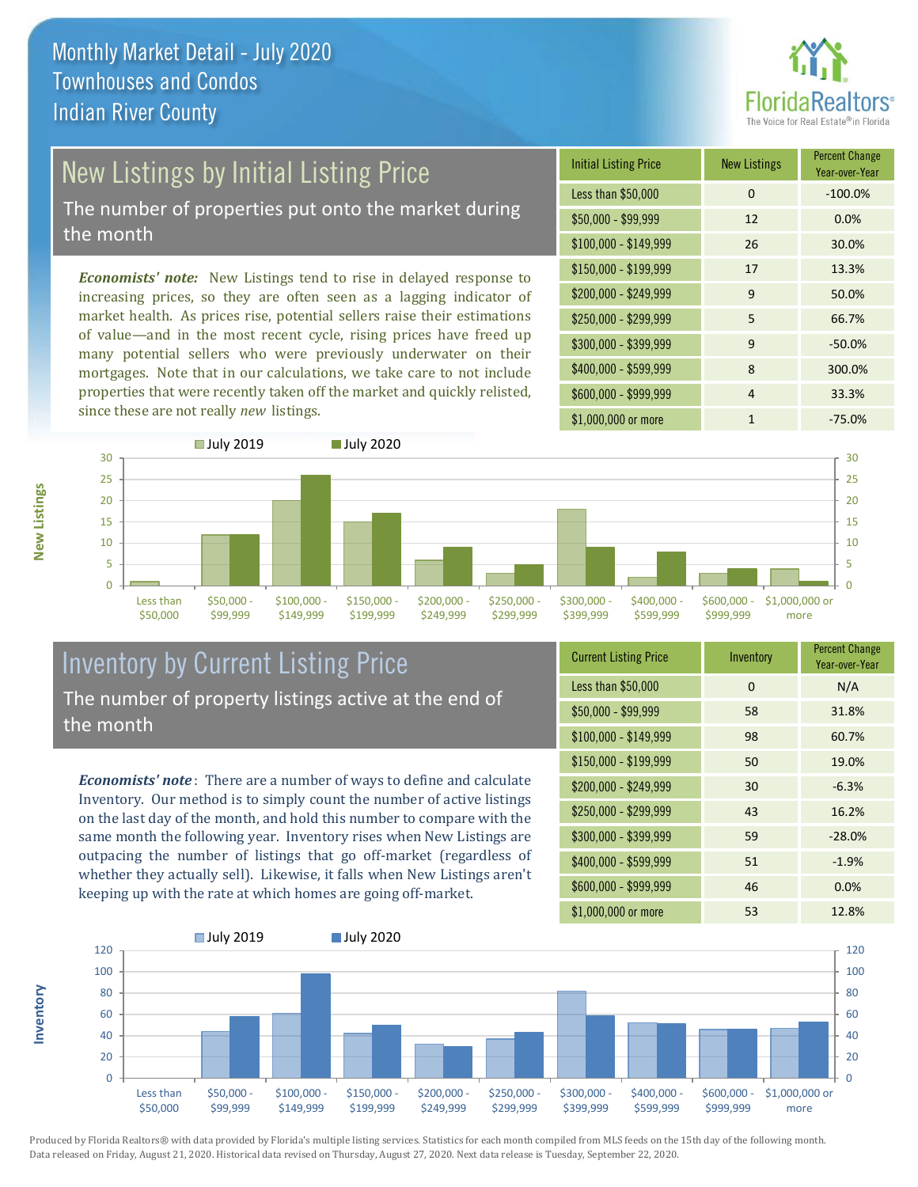# Monthly Market Detail - July 2020
## Townhouses and Condos
## Indian River County

## New Listings by Initial Listing Price

The number of properties put onto the market during the month

*Economists' note:* New Listings tend to rise in delayed response to increasing prices, so they are often seen as a lagging indicator of market health. As prices rise, potential sellers raise their estimations of value—and in the most recent cycle, rising prices have freed up many potential sellers who were previously underwater on their mortgages. Note that in our calculations, we take care to not include properties that were recently taken off the market and quickly relisted, since these are not really *new* listings.

| Initial Listing Price | New Listings | Percent Change Year-over-Year |
|---|---|---|
| Less than $50,000 | 0 | -100.0% |
| $50,000 - $99,999 | 12 | 0.0% |
| $100,000 - $149,999 | 26 | 30.0% |
| $150,000 - $199,999 | 17 | 13.3% |
| $200,000 - $249,999 | 9 | 50.0% |
| $250,000 - $299,999 | 5 | 66.7% |
| $300,000 - $399,999 | 9 | -50.0% |
| $400,000 - $599,999 | 8 | 300.0% |
| $600,000 - $999,999 | 4 | 33.3% |
| $1,000,000 or more | 1 | -75.0% |

## Inventory by Current Listing Price

The number of property listings active at the end of the month

*Economists' note*: There are a number of ways to define and calculate Inventory. Our method is to simply count the number of active listings on the last day of the month, and hold this number to compare with the same month the following year. Inventory rises when New Listings are outpacing the number of listings that go off-market (regardless of whether they actually sell). Likewise, it falls when New Listings aren't keeping up with the rate at which homes are going off-market.

| Current Listing Price | Inventory | Percent Change Year-over-Year |
|---|---|---|
| Less than $50,000 | 0 | N/A |
| $50,000 - $99,999 | 58 | 31.8% |
| $100,000 - $149,999 | 98 | 60.7% |
| $150,000 - $199,999 | 50 | 19.0% |
| $200,000 - $249,999 | 30 | -6.3% |
| $250,000 - $299,999 | 43 | 16.2% |
| $300,000 - $399,999 | 59 | -28.0% |
| $400,000 - $599,999 | 51 | -1.9% |
| $600,000 - $999,999 | 46 | 0.0% |
| $1,000,000 or more | 53 | 12.8% |

Produced by Florida Realtors® with data provided by Florida's multiple listing services. Statistics for each month compiled from MLS feeds on the 15th day of the following month. Data released on Friday, August 21, 2020. Historical data revised on Thursday, August 27, 2020. Next data release is Tuesday, September 22, 2020.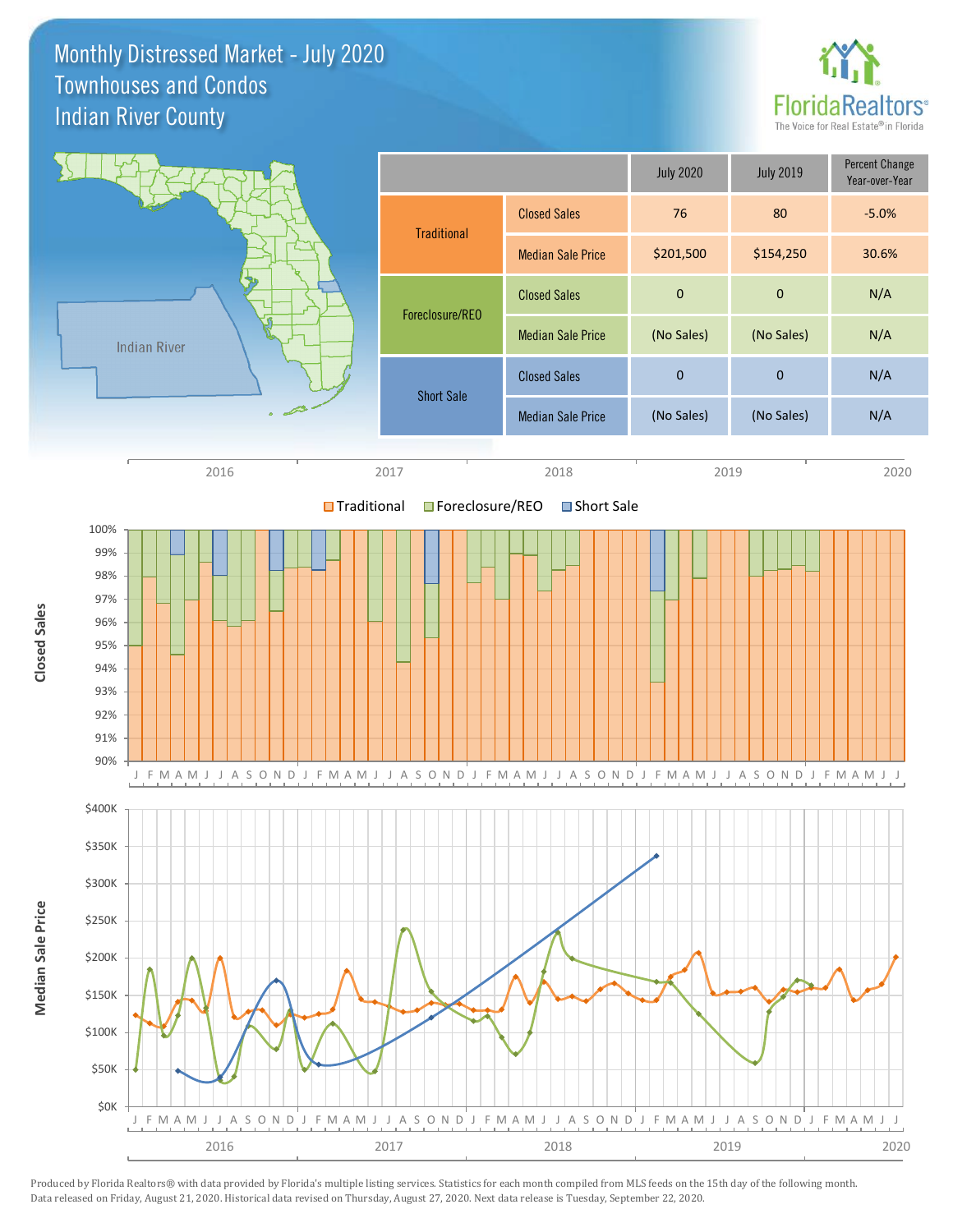# Monthly Distressed Market - July 2020
## Townhouses and Condos
## Indian River County

FloridaRealtors®
The Voice for Real Estate® in Florida

Indian River

| | | July 2020 | July 2019 | Percent Change Year-over-Year |
|---|---|---|---|---|
| Traditional | Closed Sales | 76 | 80 | -5.0% |
| | Median Sale Price | $201,500 | $154,250 | 30.6% |
| Foreclosure/REO | Closed Sales | 0 | 0 | N/A |
| | Median Sale Price | (No Sales) | (No Sales) | N/A |
| Short Sale | Closed Sales | 0 | 0 | N/A |
| | Median Sale Price | (No Sales) | (No Sales) | N/A |

2016 2017 2018 2019 2020

Traditional Foreclosure/REO Short Sale

Closed Sales

100% 99% 98% 97% 96% 95% 94% 93% 92% 91% 90%

J F M A M J J A S O N D J F M A M J J A S O N D J F M A M J J A S O N D J F M A M J J A S O N D J F M A M J J

Median Sale Price

$400K $350K $300K $250K $200K $150K $100K $50K $0K

J F M A M J J A S O N D J F M A M J J A S O N D J F M A M J J A S O N D J F M A M J J A S O N D J F M A M J J

2016 2017 2018 2019 2020

Produced by Florida Realtors® with data provided by Florida's multiple listing services. Statistics for each month compiled from MLS feeds on the 15th day of the following month. Data released on Friday, August 21, 2020. Historical data revised on Thursday, August 27, 2020. Next data release is Tuesday, September 22, 2020.